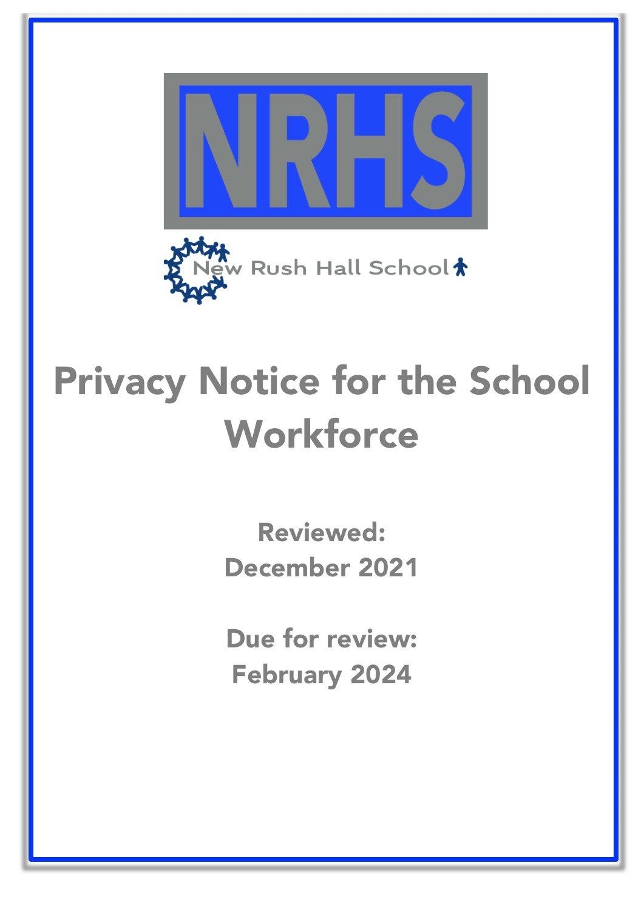NRHS

New Rush Hall School

# Privacy Notice for the School Workforce

**Reviewed:**
**December 2021**

**Due for review:**
**February 2024**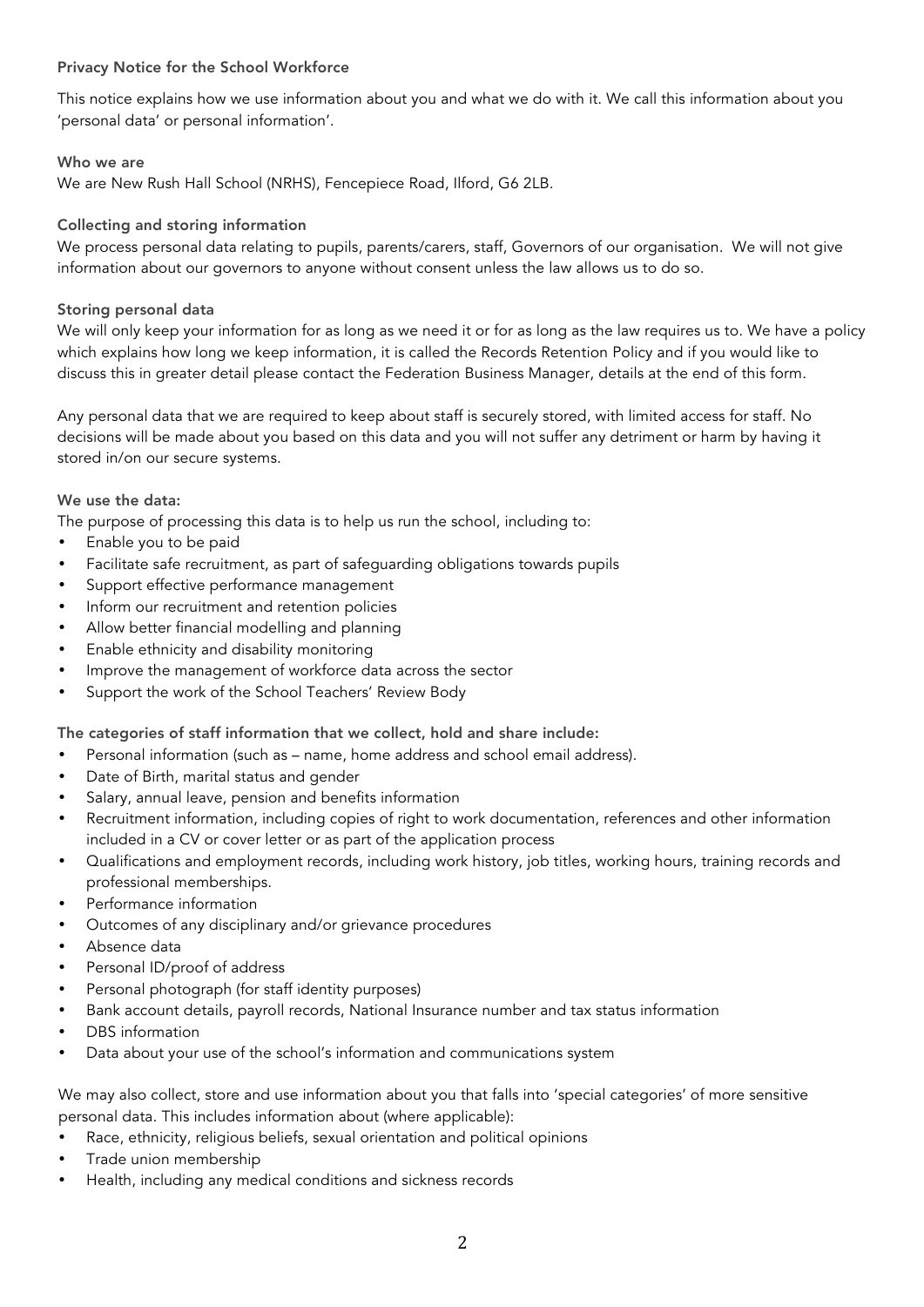## Privacy Notice for the School Workforce

This notice explains how we use information about you and what we do with it. We call this information about you 'personal data' or personal information'.

### Who we are

We are New Rush Hall School (NRHS), Fencepiece Road, Ilford, G6 2LB.

### Collecting and storing information

We process personal data relating to pupils, parents/carers, staff, Governors of our organisation. We will not give information about our governors to anyone without consent unless the law allows us to do so.

### Storing personal data

We will only keep your information for as long as we need it or for as long as the law requires us to. We have a policy which explains how long we keep information, it is called the Records Retention Policy and if you would like to discuss this in greater detail please contact the Federation Business Manager, details at the end of this form.

Any personal data that we are required to keep about staff is securely stored, with limited access for staff. No decisions will be made about you based on this data and you will not suffer any detriment or harm by having it stored in/on our secure systems.

### We use the data:

The purpose of processing this data is to help us run the school, including to:

- Enable you to be paid
- Facilitate safe recruitment, as part of safeguarding obligations towards pupils
- Support effective performance management
- Inform our recruitment and retention policies
- Allow better financial modelling and planning
- Enable ethnicity and disability monitoring
- Improve the management of workforce data across the sector
- Support the work of the School Teachers' Review Body

### The categories of staff information that we collect, hold and share include:

- Personal information (such as – name, home address and school email address).
- Date of Birth, marital status and gender
- Salary, annual leave, pension and benefits information
- Recruitment information, including copies of right to work documentation, references and other information included in a CV or cover letter or as part of the application process
- Qualifications and employment records, including work history, job titles, working hours, training records and professional memberships.
- Performance information
- Outcomes of any disciplinary and/or grievance procedures
- Absence data
- Personal ID/proof of address
- Personal photograph (for staff identity purposes)
- Bank account details, payroll records, National Insurance number and tax status information
- DBS information
- Data about your use of the school's information and communications system

We may also collect, store and use information about you that falls into 'special categories' of more sensitive personal data. This includes information about (where applicable):

- Race, ethnicity, religious beliefs, sexual orientation and political opinions
- Trade union membership
- Health, including any medical conditions and sickness records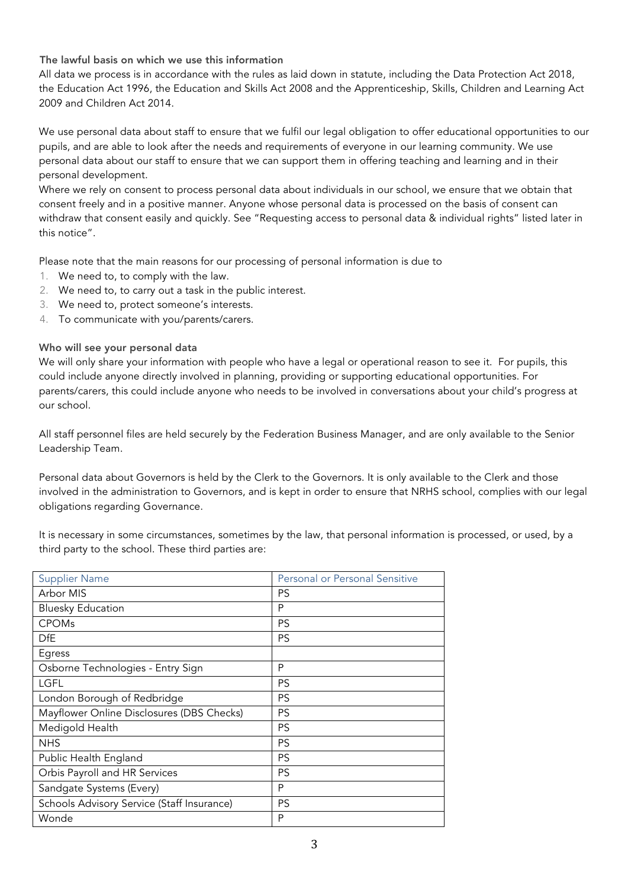### The lawful basis on which we use this information

All data we process is in accordance with the rules as laid down in statute, including the Data Protection Act 2018, the Education Act 1996, the Education and Skills Act 2008 and the Apprenticeship, Skills, Children and Learning Act 2009 and Children Act 2014.

We use personal data about staff to ensure that we fulfil our legal obligation to offer educational opportunities to our pupils, and are able to look after the needs and requirements of everyone in our learning community. We use personal data about our staff to ensure that we can support them in offering teaching and learning and in their personal development.

Where we rely on consent to process personal data about individuals in our school, we ensure that we obtain that consent freely and in a positive manner. Anyone whose personal data is processed on the basis of consent can withdraw that consent easily and quickly. See "Requesting access to personal data & individual rights" listed later in this notice".

Please note that the main reasons for our processing of personal information is due to

1. We need to, to comply with the law.
2. We need to, to carry out a task in the public interest.
3. We need to, protect someone's interests.
4. To communicate with you/parents/carers.

### Who will see your personal data

We will only share your information with people who have a legal or operational reason to see it. For pupils, this could include anyone directly involved in planning, providing or supporting educational opportunities. For parents/carers, this could include anyone who needs to be involved in conversations about your child's progress at our school.

All staff personnel files are held securely by the Federation Business Manager, and are only available to the Senior Leadership Team.

Personal data about Governors is held by the Clerk to the Governors. It is only available to the Clerk and those involved in the administration to Governors, and is kept in order to ensure that NRHS school, complies with our legal obligations regarding Governance.

It is necessary in some circumstances, sometimes by the law, that personal information is processed, or used, by a third party to the school. These third parties are:

| Supplier Name | Personal or Personal Sensitive |
| --- | --- |
| Arbor MIS | PS |
| Bluesky Education | P |
| CPOMs | PS |
| DfE | PS |
| Egress | |
| Osborne Technologies - Entry Sign | P |
| LGFL | PS |
| London Borough of Redbridge | PS |
| Mayflower Online Disclosures (DBS Checks) | PS |
| Medigold Health | PS |
| NHS | PS |
| Public Health England | PS |
| Orbis Payroll and HR Services | PS |
| Sandgate Systems (Every) | P |
| Schools Advisory Service (Staff Insurance) | PS |
| Wonde | P |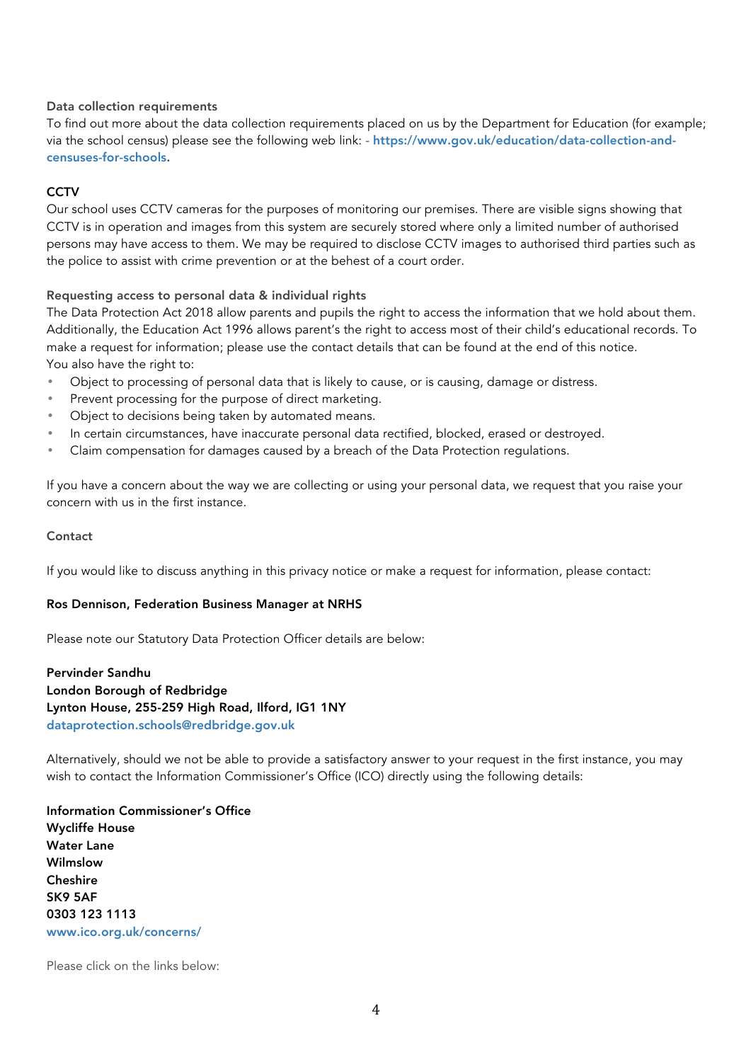### Data collection requirements

To find out more about the data collection requirements placed on us by the Department for Education (for example; via the school census) please see the following web link: - **https://www.gov.uk/education/data-collection-and-censuses-for-schools.**

### CCTV

Our school uses CCTV cameras for the purposes of monitoring our premises. There are visible signs showing that CCTV is in operation and images from this system are securely stored where only a limited number of authorised persons may have access to them. We may be required to disclose CCTV images to authorised third parties such as the police to assist with crime prevention or at the behest of a court order.

### Requesting access to personal data & individual rights

The Data Protection Act 2018 allow parents and pupils the right to access the information that we hold about them. Additionally, the Education Act 1996 allows parent's the right to access most of their child's educational records. To make a request for information; please use the contact details that can be found at the end of this notice.
You also have the right to:

- Object to processing of personal data that is likely to cause, or is causing, damage or distress.
- Prevent processing for the purpose of direct marketing.
- Object to decisions being taken by automated means.
- In certain circumstances, have inaccurate personal data rectified, blocked, erased or destroyed.
- Claim compensation for damages caused by a breach of the Data Protection regulations.

If you have a concern about the way we are collecting or using your personal data, we request that you raise your concern with us in the first instance.

### Contact

If you would like to discuss anything in this privacy notice or make a request for information, please contact:

**Ros Dennison, Federation Business Manager at NRHS**

Please note our Statutory Data Protection Officer details are below:

**Pervinder Sandhu**
**London Borough of Redbridge**
**Lynton House, 255-259 High Road, Ilford, IG1 1NY**
dataprotection.schools@redbridge.gov.uk

Alternatively, should we not be able to provide a satisfactory answer to your request in the first instance, you may wish to contact the Information Commissioner's Office (ICO) directly using the following details:

**Information Commissioner's Office**
**Wycliffe House**
**Water Lane**
**Wilmslow**
**Cheshire**
**SK9 5AF**
**0303 123 1113**
www.ico.org.uk/concerns/

Please click on the links below: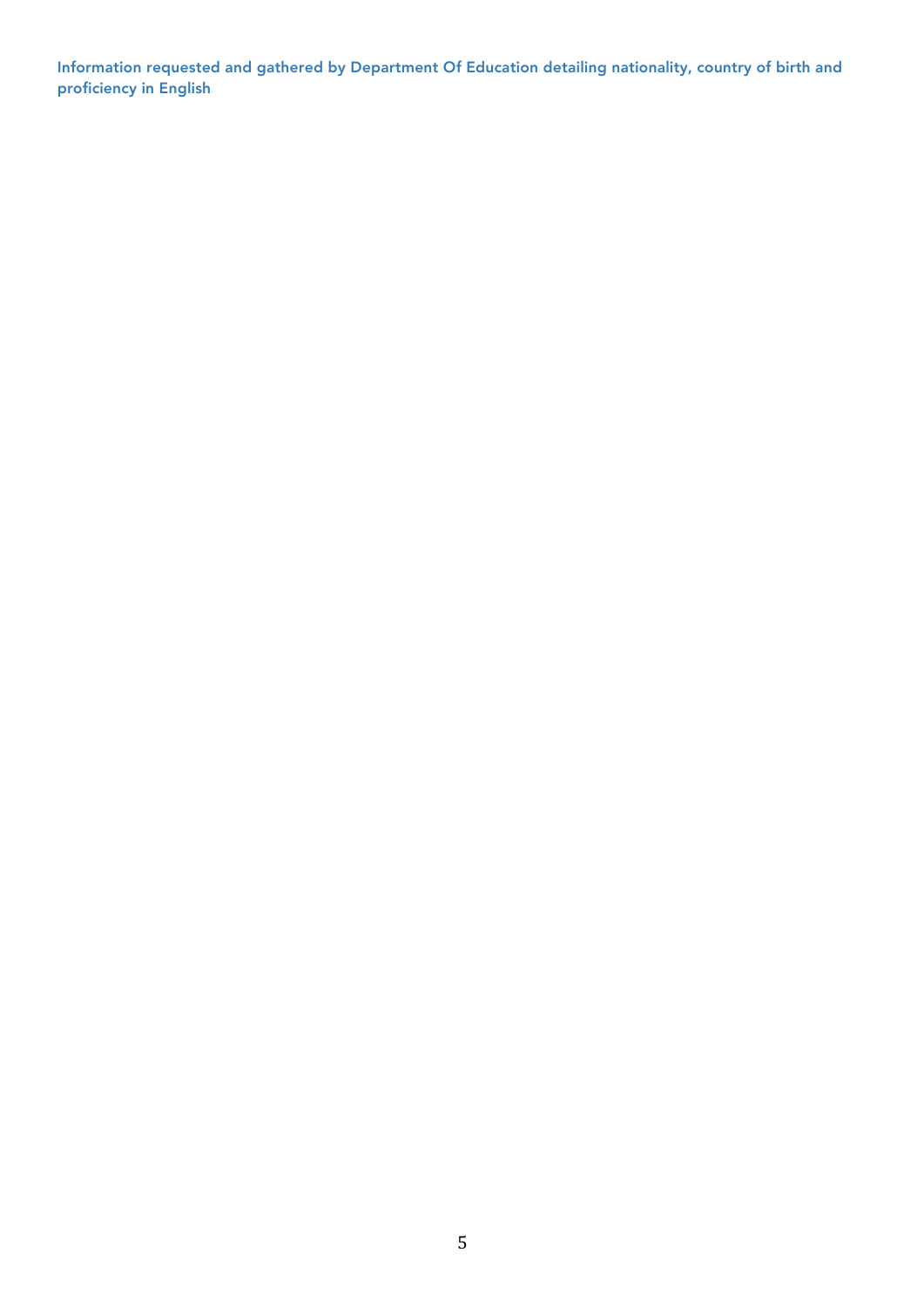Information requested and gathered by Department Of Education detailing nationality, country of birth and proficiency in English